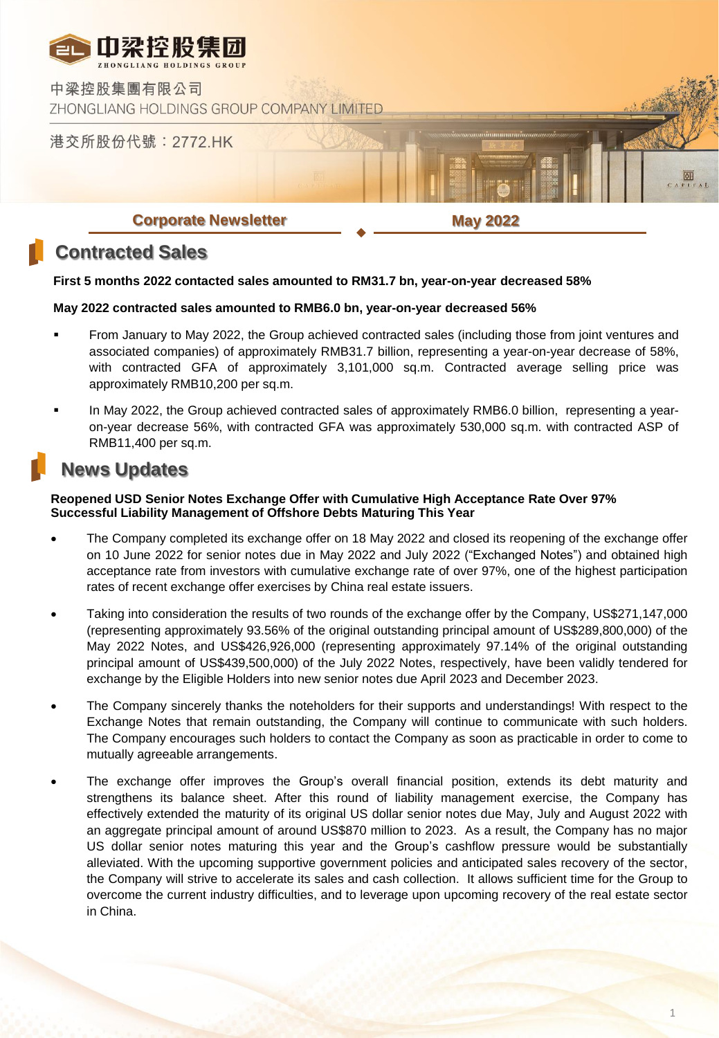中梁控股集团

ZHONGLIANG HOLDINGS GROUP

中梁控股集團有限公司

ZHONGLIANG HOLDINGS GROUP COMPANY LIMITED

港交所股份代號：2772.HK

**Corporate Newsletter** **May 2022**

# Contracted Sales

**First 5 months 2022 contacted sales amounted to RM31.7 bn, year-on-year decreased 58%**

**May 2022 contracted sales amounted to RMB6.0 bn, year-on-year decreased 56%**

- From January to May 2022, the Group achieved contracted sales (including those from joint ventures and associated companies) of approximately RMB31.7 billion, representing a year-on-year decrease of 58%, with contracted GFA of approximately 3,101,000 sq.m. Contracted average selling price was approximately RMB10,200 per sq.m.
- In May 2022, the Group achieved contracted sales of approximately RMB6.0 billion, representing a year-on-year decrease 56%, with contracted GFA was approximately 530,000 sq.m. with contracted ASP of RMB11,400 per sq.m.

# News Updates

**Reopened USD Senior Notes Exchange Offer with Cumulative High Acceptance Rate Over 97%**
**Successful Liability Management of Offshore Debts Maturing This Year**

- The Company completed its exchange offer on 18 May 2022 and closed its reopening of the exchange offer on 10 June 2022 for senior notes due in May 2022 and July 2022 ("Exchanged Notes") and obtained high acceptance rate from investors with cumulative exchange rate of over 97%, one of the highest participation rates of recent exchange offer exercises by China real estate issuers.
- Taking into consideration the results of two rounds of the exchange offer by the Company, US$271,147,000 (representing approximately 93.56% of the original outstanding principal amount of US$289,800,000) of the May 2022 Notes, and US$426,926,000 (representing approximately 97.14% of the original outstanding principal amount of US$439,500,000) of the July 2022 Notes, respectively, have been validly tendered for exchange by the Eligible Holders into new senior notes due April 2023 and December 2023.
- The Company sincerely thanks the noteholders for their supports and understandings! With respect to the Exchange Notes that remain outstanding, the Company will continue to communicate with such holders. The Company encourages such holders to contact the Company as soon as practicable in order to come to mutually agreeable arrangements.
- The exchange offer improves the Group's overall financial position, extends its debt maturity and strengthens its balance sheet. After this round of liability management exercise, the Company has effectively extended the maturity of its original US dollar senior notes due May, July and August 2022 with an aggregate principal amount of around US$870 million to 2023. As a result, the Company has no major US dollar senior notes maturing this year and the Group's cashflow pressure would be substantially alleviated. With the upcoming supportive government policies and anticipated sales recovery of the sector, the Company will strive to accelerate its sales and cash collection. It allows sufficient time for the Group to overcome the current industry difficulties, and to leverage upon upcoming recovery of the real estate sector in China.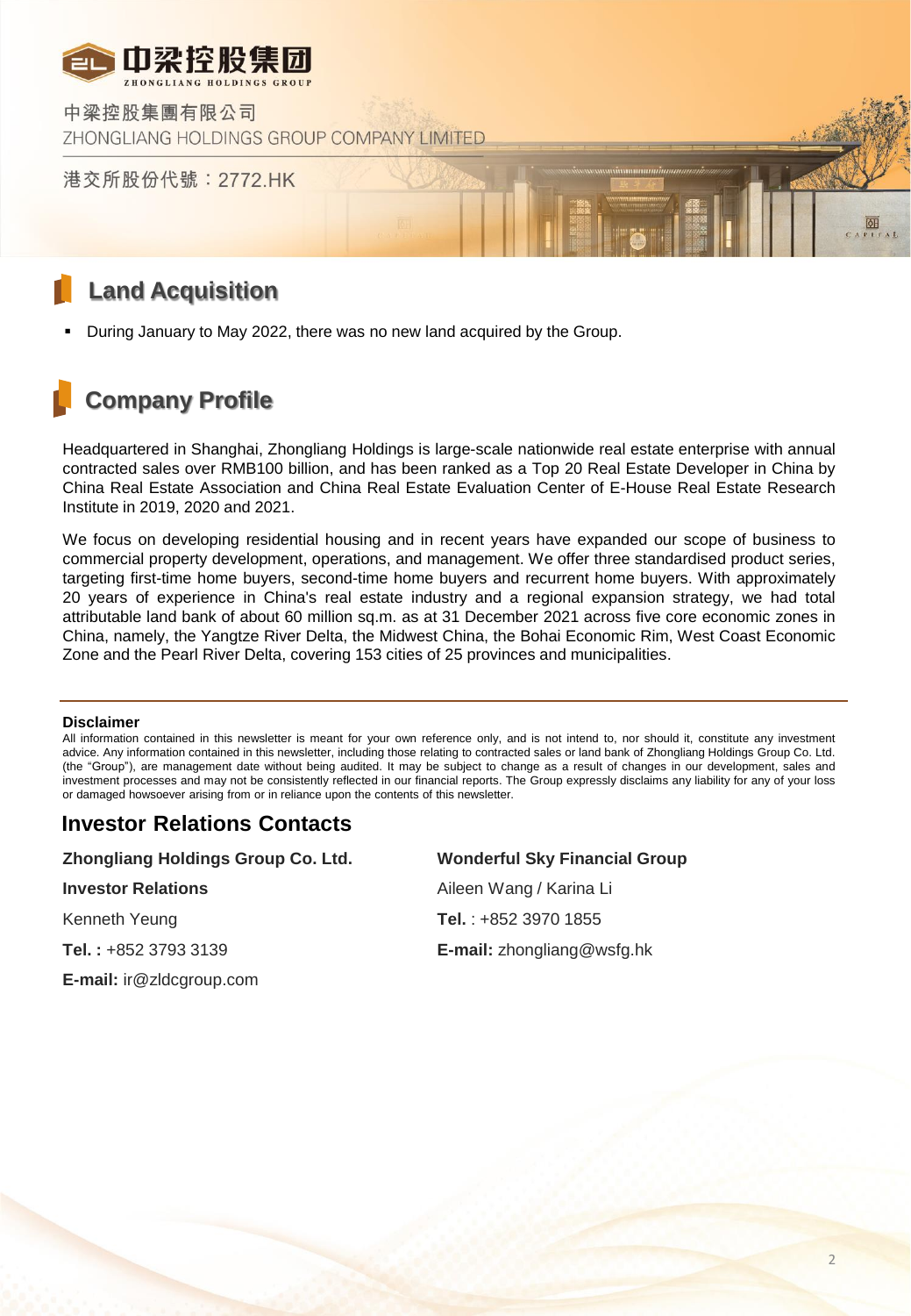中梁控股集团

ZHONGLIANG HOLDINGS GROUP

中梁控股集團有限公司

ZHONGLIANG HOLDINGS GROUP COMPANY LIMITED

港交所股份代號：2772.HK

## Land Acquisition

- During January to May 2022, there was no new land acquired by the Group.

## Company Profile

Headquartered in Shanghai, Zhongliang Holdings is large-scale nationwide real estate enterprise with annual contracted sales over RMB100 billion, and has been ranked as a Top 20 Real Estate Developer in China by China Real Estate Association and China Real Estate Evaluation Center of E-House Real Estate Research Institute in 2019, 2020 and 2021.

We focus on developing residential housing and in recent years have expanded our scope of business to commercial property development, operations, and management. We offer three standardised product series, targeting first-time home buyers, second-time home buyers and recurrent home buyers. With approximately 20 years of experience in China's real estate industry and a regional expansion strategy, we had total attributable land bank of about 60 million sq.m. as at 31 December 2021 across five core economic zones in China, namely, the Yangtze River Delta, the Midwest China, the Bohai Economic Rim, West Coast Economic Zone and the Pearl River Delta, covering 153 cities of 25 provinces and municipalities.

**Disclaimer**

All information contained in this newsletter is meant for your own reference only, and is not intend to, nor should it, constitute any investment advice. Any information contained in this newsletter, including those relating to contracted sales or land bank of Zhongliang Holdings Group Co. Ltd. (the "Group"), are management date without being audited. It may be subject to change as a result of changes in our development, sales and investment processes and may not be consistently reflected in our financial reports. The Group expressly disclaims any liability for any of your loss or damaged howsoever arising from or in reliance upon the contents of this newsletter.

## Investor Relations Contacts

**Zhongliang Holdings Group Co. Ltd.**

**Investor Relations**

Kenneth Yeung

**Tel. :** +852 3793 3139

**E-mail:** ir@zldcgroup.com

**Wonderful Sky Financial Group**

Aileen Wang / Karina Li

**Tel.** : +852 3970 1855

**E-mail:** zhongliang@wsfg.hk